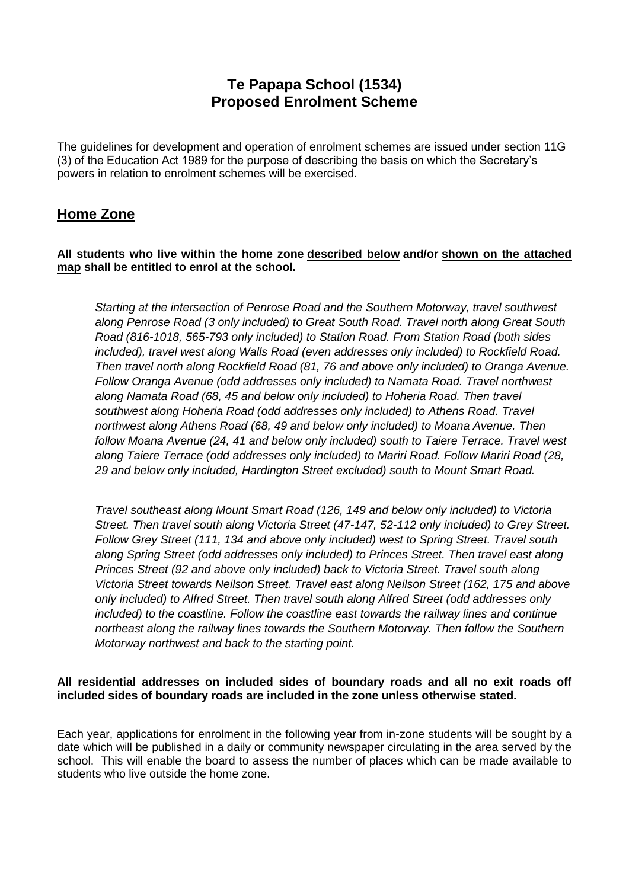# Te Papapa School (1534)
# Proposed Enrolment Scheme

The guidelines for development and operation of enrolment schemes are issued under section 11G (3) of the Education Act 1989 for the purpose of describing the basis on which the Secretary's powers in relation to enrolment schemes will be exercised.

## Home Zone

**All students who live within the home zone <u>described below</u> and/or <u>shown on the attached map</u> shall be entitled to enrol at the school.**

*Starting at the intersection of Penrose Road and the Southern Motorway, travel southwest along Penrose Road (3 only included) to Great South Road. Travel north along Great South Road (816-1018, 565-793 only included) to Station Road. From Station Road (both sides included), travel west along Walls Road (even addresses only included) to Rockfield Road. Then travel north along Rockfield Road (81, 76 and above only included) to Oranga Avenue. Follow Oranga Avenue (odd addresses only included) to Namata Road. Travel northwest along Namata Road (68, 45 and below only included) to Hoheria Road. Then travel southwest along Hoheria Road (odd addresses only included) to Athens Road. Travel northwest along Athens Road (68, 49 and below only included) to Moana Avenue. Then follow Moana Avenue (24, 41 and below only included) south to Taiere Terrace. Travel west along Taiere Terrace (odd addresses only included) to Mariri Road. Follow Mariri Road (28, 29 and below only included, Hardington Street excluded) south to Mount Smart Road.*

*Travel southeast along Mount Smart Road (126, 149 and below only included) to Victoria Street. Then travel south along Victoria Street (47-147, 52-112 only included) to Grey Street. Follow Grey Street (111, 134 and above only included) west to Spring Street. Travel south along Spring Street (odd addresses only included) to Princes Street. Then travel east along Princes Street (92 and above only included) back to Victoria Street. Travel south along Victoria Street towards Neilson Street. Travel east along Neilson Street (162, 175 and above only included) to Alfred Street. Then travel south along Alfred Street (odd addresses only included) to the coastline. Follow the coastline east towards the railway lines and continue northeast along the railway lines towards the Southern Motorway. Then follow the Southern Motorway northwest and back to the starting point.*

**All residential addresses on included sides of boundary roads and all no exit roads off included sides of boundary roads are included in the zone unless otherwise stated.**

Each year, applications for enrolment in the following year from in-zone students will be sought by a date which will be published in a daily or community newspaper circulating in the area served by the school. This will enable the board to assess the number of places which can be made available to students who live outside the home zone.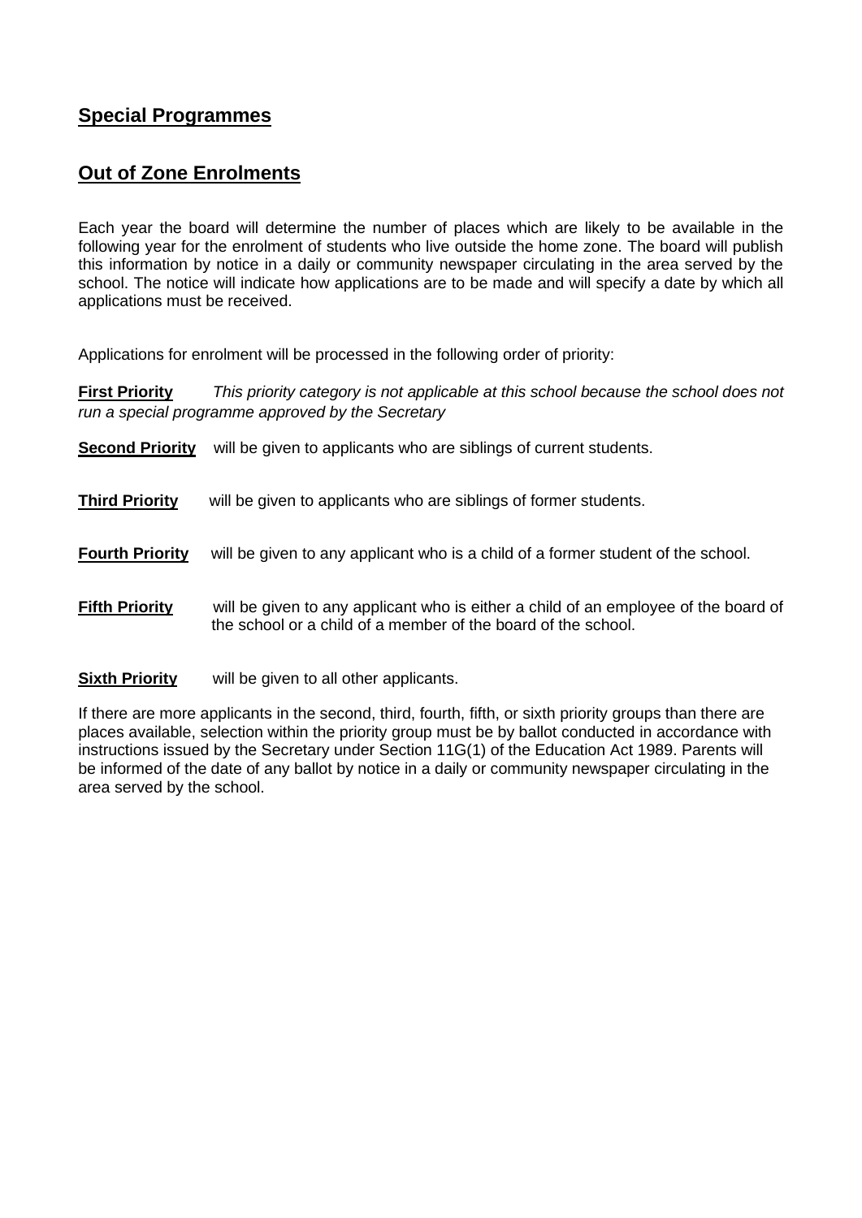## Special Programmes

## Out of Zone Enrolments

Each year the board will determine the number of places which are likely to be available in the following year for the enrolment of students who live outside the home zone. The board will publish this information by notice in a daily or community newspaper circulating in the area served by the school. The notice will indicate how applications are to be made and will specify a date by which all applications must be received.

Applications for enrolment will be processed in the following order of priority:

**First Priority** *This priority category is not applicable at this school because the school does not run a special programme approved by the Secretary*

**Second Priority** will be given to applicants who are siblings of current students.

**Third Priority** will be given to applicants who are siblings of former students.

**Fourth Priority** will be given to any applicant who is a child of a former student of the school.

**Fifth Priority** will be given to any applicant who is either a child of an employee of the board of the school or a child of a member of the board of the school.

**Sixth Priority** will be given to all other applicants.

If there are more applicants in the second, third, fourth, fifth, or sixth priority groups than there are places available, selection within the priority group must be by ballot conducted in accordance with instructions issued by the Secretary under Section 11G(1) of the Education Act 1989. Parents will be informed of the date of any ballot by notice in a daily or community newspaper circulating in the area served by the school.